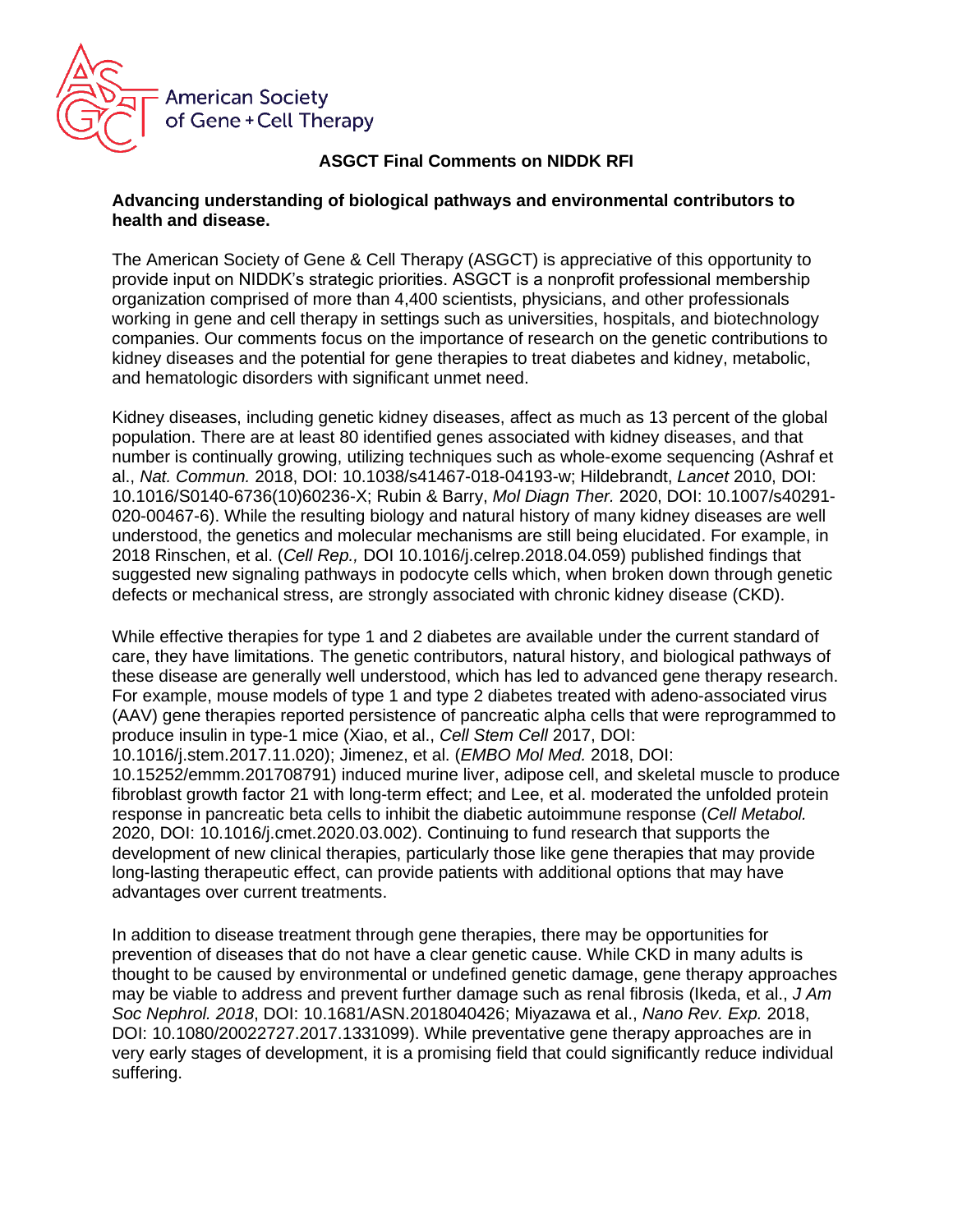American Society of Gene + Cell Therapy

# ASGCT Final Comments on NIDDK RFI

## Advancing understanding of biological pathways and environmental contributors to health and disease.

The American Society of Gene & Cell Therapy (ASGCT) is appreciative of this opportunity to provide input on NIDDK's strategic priorities. ASGCT is a nonprofit professional membership organization comprised of more than 4,400 scientists, physicians, and other professionals working in gene and cell therapy in settings such as universities, hospitals, and biotechnology companies. Our comments focus on the importance of research on the genetic contributions to kidney diseases and the potential for gene therapies to treat diabetes and kidney, metabolic, and hematologic disorders with significant unmet need.

Kidney diseases, including genetic kidney diseases, affect as much as 13 percent of the global population. There are at least 80 identified genes associated with kidney diseases, and that number is continually growing, utilizing techniques such as whole-exome sequencing (Ashraf et al., *Nat. Commun.* 2018, DOI: 10.1038/s41467-018-04193-w; Hildebrandt, *Lancet* 2010, DOI: 10.1016/S0140-6736(10)60236-X; Rubin & Barry, *Mol Diagn Ther.* 2020, DOI: 10.1007/s40291-020-00467-6). While the resulting biology and natural history of many kidney diseases are well understood, the genetics and molecular mechanisms are still being elucidated. For example, in 2018 Rinschen, et al. (*Cell Rep.,* DOI 10.1016/j.celrep.2018.04.059) published findings that suggested new signaling pathways in podocyte cells which, when broken down through genetic defects or mechanical stress, are strongly associated with chronic kidney disease (CKD).

While effective therapies for type 1 and 2 diabetes are available under the current standard of care, they have limitations. The genetic contributors, natural history, and biological pathways of these disease are generally well understood, which has led to advanced gene therapy research. For example, mouse models of type 1 and type 2 diabetes treated with adeno-associated virus (AAV) gene therapies reported persistence of pancreatic alpha cells that were reprogrammed to produce insulin in type-1 mice (Xiao, et al., *Cell Stem Cell* 2017, DOI: 10.1016/j.stem.2017.11.020); Jimenez, et al. (*EMBO Mol Med.* 2018, DOI: 10.15252/emmm.201708791) induced murine liver, adipose cell, and skeletal muscle to produce fibroblast growth factor 21 with long-term effect; and Lee, et al. moderated the unfolded protein response in pancreatic beta cells to inhibit the diabetic autoimmune response (*Cell Metabol.* 2020, DOI: 10.1016/j.cmet.2020.03.002). Continuing to fund research that supports the development of new clinical therapies, particularly those like gene therapies that may provide long-lasting therapeutic effect, can provide patients with additional options that may have advantages over current treatments.

In addition to disease treatment through gene therapies, there may be opportunities for prevention of diseases that do not have a clear genetic cause. While CKD in many adults is thought to be caused by environmental or undefined genetic damage, gene therapy approaches may be viable to address and prevent further damage such as renal fibrosis (Ikeda, et al., *J Am Soc Nephrol. 2018*, DOI: 10.1681/ASN.2018040426; Miyazawa et al., *Nano Rev. Exp.* 2018, DOI: 10.1080/20022727.2017.1331099). While preventative gene therapy approaches are in very early stages of development, it is a promising field that could significantly reduce individual suffering.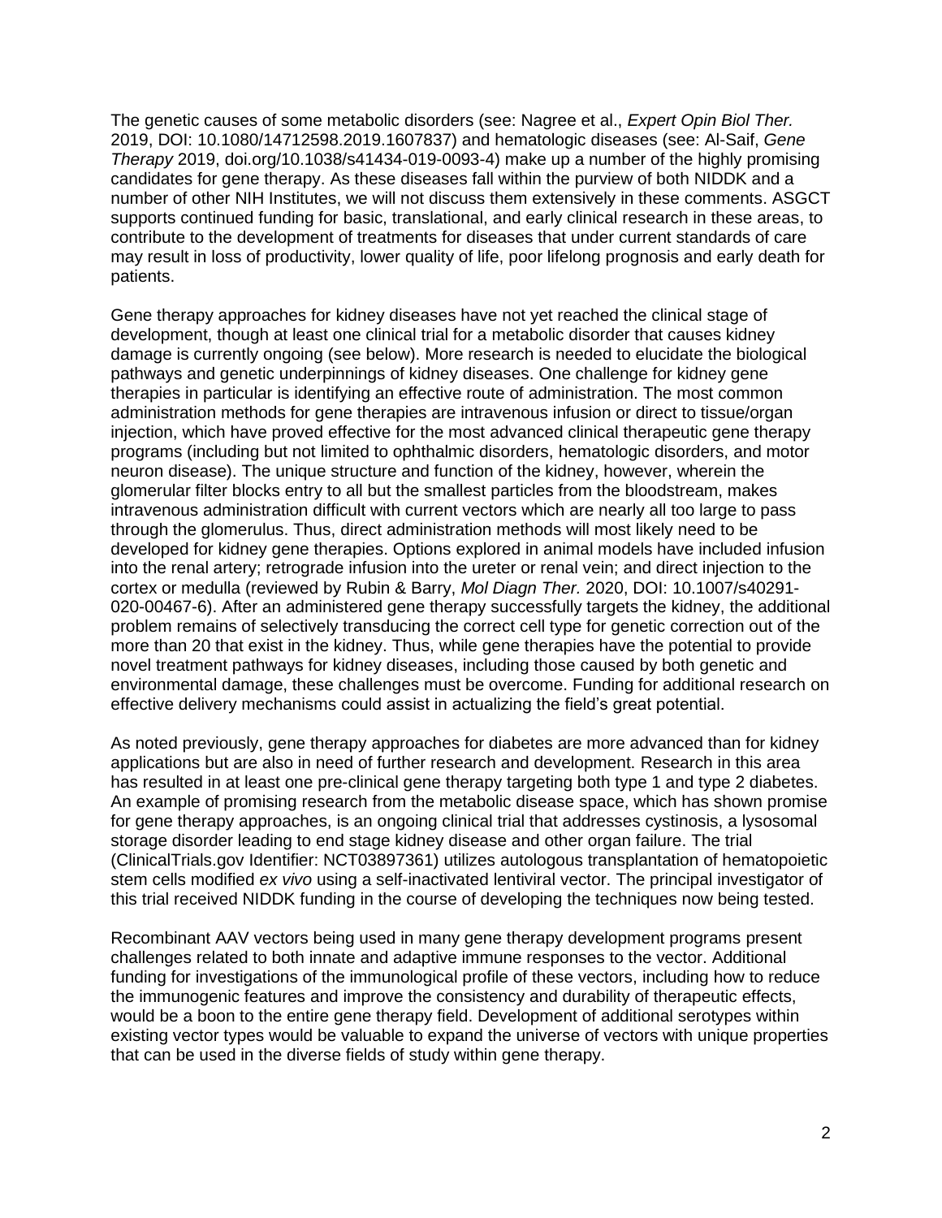The genetic causes of some metabolic disorders (see: Nagree et al., *Expert Opin Biol Ther.* 2019, DOI: 10.1080/14712598.2019.1607837) and hematologic diseases (see: Al-Saif, *Gene Therapy* 2019, doi.org/10.1038/s41434-019-0093-4) make up a number of the highly promising candidates for gene therapy. As these diseases fall within the purview of both NIDDK and a number of other NIH Institutes, we will not discuss them extensively in these comments. ASGCT supports continued funding for basic, translational, and early clinical research in these areas, to contribute to the development of treatments for diseases that under current standards of care may result in loss of productivity, lower quality of life, poor lifelong prognosis and early death for patients.

Gene therapy approaches for kidney diseases have not yet reached the clinical stage of development, though at least one clinical trial for a metabolic disorder that causes kidney damage is currently ongoing (see below). More research is needed to elucidate the biological pathways and genetic underpinnings of kidney diseases. One challenge for kidney gene therapies in particular is identifying an effective route of administration. The most common administration methods for gene therapies are intravenous infusion or direct to tissue/organ injection, which have proved effective for the most advanced clinical therapeutic gene therapy programs (including but not limited to ophthalmic disorders, hematologic disorders, and motor neuron disease). The unique structure and function of the kidney, however, wherein the glomerular filter blocks entry to all but the smallest particles from the bloodstream, makes intravenous administration difficult with current vectors which are nearly all too large to pass through the glomerulus. Thus, direct administration methods will most likely need to be developed for kidney gene therapies. Options explored in animal models have included infusion into the renal artery; retrograde infusion into the ureter or renal vein; and direct injection to the cortex or medulla (reviewed by Rubin & Barry, *Mol Diagn Ther.* 2020, DOI: 10.1007/s40291-020-00467-6). After an administered gene therapy successfully targets the kidney, the additional problem remains of selectively transducing the correct cell type for genetic correction out of the more than 20 that exist in the kidney. Thus, while gene therapies have the potential to provide novel treatment pathways for kidney diseases, including those caused by both genetic and environmental damage, these challenges must be overcome. Funding for additional research on effective delivery mechanisms could assist in actualizing the field's great potential.

As noted previously, gene therapy approaches for diabetes are more advanced than for kidney applications but are also in need of further research and development. Research in this area has resulted in at least one pre-clinical gene therapy targeting both type 1 and type 2 diabetes. An example of promising research from the metabolic disease space, which has shown promise for gene therapy approaches, is an ongoing clinical trial that addresses cystinosis, a lysosomal storage disorder leading to end stage kidney disease and other organ failure. The trial (ClinicalTrials.gov Identifier: NCT03897361) utilizes autologous transplantation of hematopoietic stem cells modified *ex vivo* using a self-inactivated lentiviral vector. The principal investigator of this trial received NIDDK funding in the course of developing the techniques now being tested.

Recombinant AAV vectors being used in many gene therapy development programs present challenges related to both innate and adaptive immune responses to the vector. Additional funding for investigations of the immunological profile of these vectors, including how to reduce the immunogenic features and improve the consistency and durability of therapeutic effects, would be a boon to the entire gene therapy field. Development of additional serotypes within existing vector types would be valuable to expand the universe of vectors with unique properties that can be used in the diverse fields of study within gene therapy.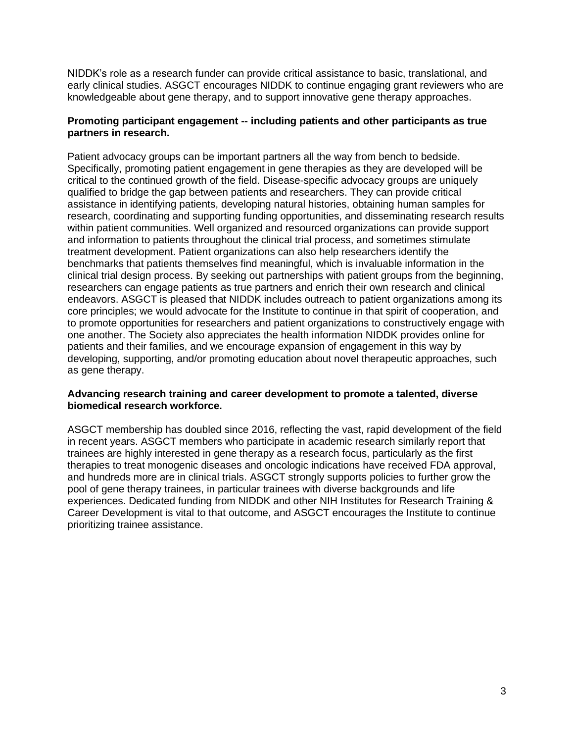NIDDK's role as a research funder can provide critical assistance to basic, translational, and early clinical studies. ASGCT encourages NIDDK to continue engaging grant reviewers who are knowledgeable about gene therapy, and to support innovative gene therapy approaches.

**Promoting participant engagement -- including patients and other participants as true partners in research.**

Patient advocacy groups can be important partners all the way from bench to bedside. Specifically, promoting patient engagement in gene therapies as they are developed will be critical to the continued growth of the field. Disease-specific advocacy groups are uniquely qualified to bridge the gap between patients and researchers. They can provide critical assistance in identifying patients, developing natural histories, obtaining human samples for research, coordinating and supporting funding opportunities, and disseminating research results within patient communities. Well organized and resourced organizations can provide support and information to patients throughout the clinical trial process, and sometimes stimulate treatment development. Patient organizations can also help researchers identify the benchmarks that patients themselves find meaningful, which is invaluable information in the clinical trial design process. By seeking out partnerships with patient groups from the beginning, researchers can engage patients as true partners and enrich their own research and clinical endeavors. ASGCT is pleased that NIDDK includes outreach to patient organizations among its core principles; we would advocate for the Institute to continue in that spirit of cooperation, and to promote opportunities for researchers and patient organizations to constructively engage with one another. The Society also appreciates the health information NIDDK provides online for patients and their families, and we encourage expansion of engagement in this way by developing, supporting, and/or promoting education about novel therapeutic approaches, such as gene therapy.

**Advancing research training and career development to promote a talented, diverse biomedical research workforce.**

ASGCT membership has doubled since 2016, reflecting the vast, rapid development of the field in recent years. ASGCT members who participate in academic research similarly report that trainees are highly interested in gene therapy as a research focus, particularly as the first therapies to treat monogenic diseases and oncologic indications have received FDA approval, and hundreds more are in clinical trials. ASGCT strongly supports policies to further grow the pool of gene therapy trainees, in particular trainees with diverse backgrounds and life experiences. Dedicated funding from NIDDK and other NIH Institutes for Research Training & Career Development is vital to that outcome, and ASGCT encourages the Institute to continue prioritizing trainee assistance.